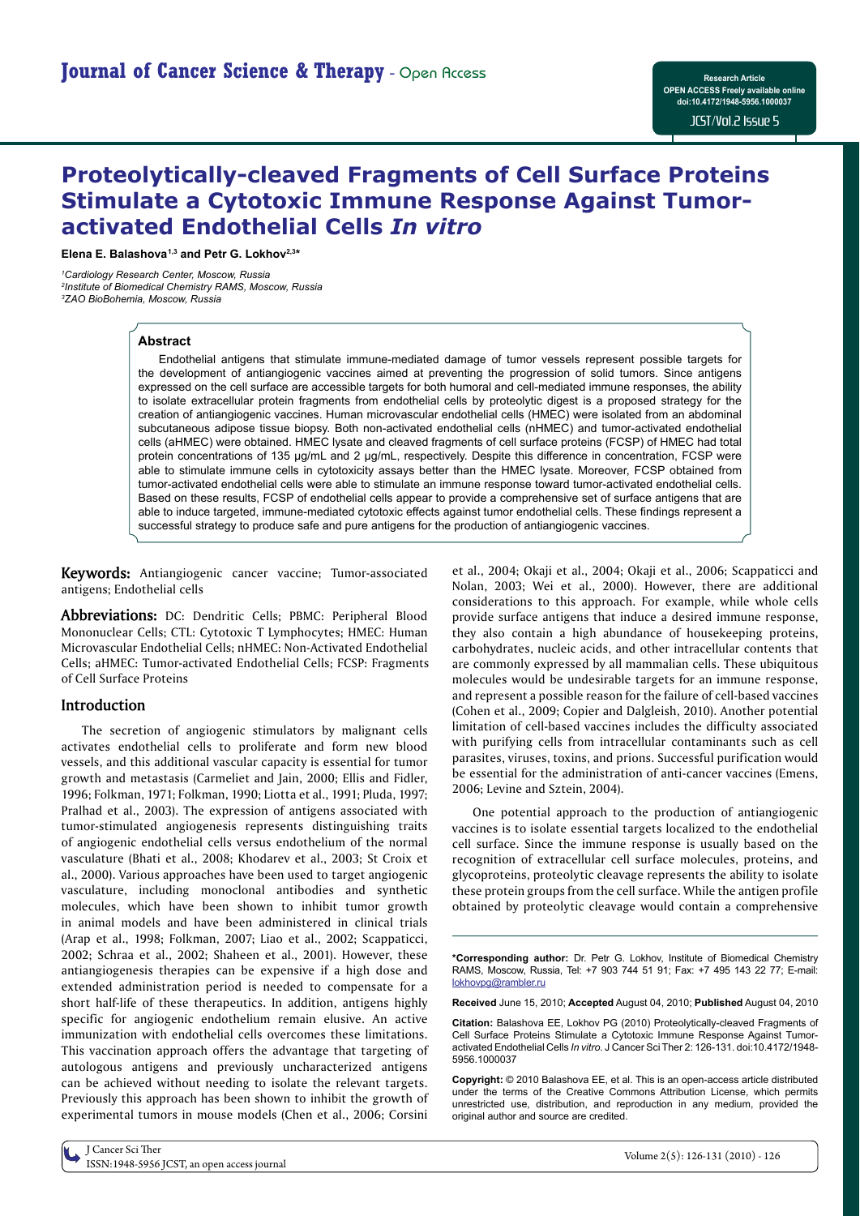# Proteolytically-cleaved Fragments of Cell Surface Proteins Stimulate a Cytotoxic Immune Response Against Tumor-activated Endothelial Cells *In vitro*

**Elena E. Balashova[1,3] and Petr G. Lokhov[2,3]***

[1]Cardiology Research Center, Moscow, Russia
[2]Institute of Biomedical Chemistry RAMS, Moscow, Russia
[3]ZAO BioBohemia, Moscow, Russia

## Abstract

Endothelial antigens that stimulate immune-mediated damage of tumor vessels represent possible targets for the development of antiangiogenic vaccines aimed at preventing the progression of solid tumors. Since antigens expressed on the cell surface are accessible targets for both humoral and cell-mediated immune responses, the ability to isolate extracellular protein fragments from endothelial cells by proteolytic digest is a proposed strategy for the creation of antiangiogenic vaccines. Human microvascular endothelial cells (HMEC) were isolated from an abdominal subcutaneous adipose tissue biopsy. Both non-activated endothelial cells (nHMEC) and tumor-activated endothelial cells (aHMEC) were obtained. HMEC lysate and cleaved fragments of cell surface proteins (FCSP) of HMEC had total protein concentrations of 135 μg/mL and 2 μg/mL, respectively. Despite this difference in concentration, FCSP were able to stimulate immune cells in cytotoxicity assays better than the HMEC lysate. Moreover, FCSP obtained from tumor-activated endothelial cells were able to stimulate an immune response toward tumor-activated endothelial cells. Based on these results, FCSP of endothelial cells appear to provide a comprehensive set of surface antigens that are able to induce targeted, immune-mediated cytotoxic effects against tumor endothelial cells. These findings represent a successful strategy to produce safe and pure antigens for the production of antiangiogenic vaccines.

**Keywords:** Antiangiogenic cancer vaccine; Tumor-associated antigens; Endothelial cells

**Abbreviations:** DC: Dendritic Cells; PBMC: Peripheral Blood Mononuclear Cells; CTL: Cytotoxic T Lymphocytes; HMEC: Human Microvascular Endothelial Cells; nHMEC: Non-Activated Endothelial Cells; aHMEC: Tumor-activated Endothelial Cells; FCSP: Fragments of Cell Surface Proteins

## Introduction

The secretion of angiogenic stimulators by malignant cells activates endothelial cells to proliferate and form new blood vessels, and this additional vascular capacity is essential for tumor growth and metastasis (Carmeliet and Jain, 2000; Ellis and Fidler, 1996; Folkman, 1971; Folkman, 1990; Liotta et al., 1991; Pluda, 1997; Pralhad et al., 2003). The expression of antigens associated with tumor-stimulated angiogenesis represents distinguishing traits of angiogenic endothelial cells versus endothelium of the normal vasculature (Bhati et al., 2008; Khodarev et al., 2003; St Croix et al., 2000). Various approaches have been used to target angiogenic vasculature, including monoclonal antibodies and synthetic molecules, which have been shown to inhibit tumor growth in animal models and have been administered in clinical trials (Arap et al., 1998; Folkman, 2007; Liao et al., 2002; Scappaticci, 2002; Schraa et al., 2002; Shaheen et al., 2001). However, these antiangiogenesis therapies can be expensive if a high dose and extended administration period is needed to compensate for a short half-life of these therapeutics. In addition, antigens highly specific for angiogenic endothelium remain elusive. An active immunization with endothelial cells overcomes these limitations. This vaccination approach offers the advantage that targeting of autologous antigens and previously uncharacterized antigens can be achieved without needing to isolate the relevant targets. Previously this approach has been shown to inhibit the growth of experimental tumors in mouse models (Chen et al., 2006; Corsini et al., 2004; Okaji et al., 2004; Okaji et al., 2006; Scappaticci and Nolan, 2003; Wei et al., 2000). However, there are additional considerations to this approach. For example, while whole cells provide surface antigens that induce a desired immune response, they also contain a high abundance of housekeeping proteins, carbohydrates, nucleic acids, and other intracellular contents that are commonly expressed by all mammalian cells. These ubiquitous molecules would be undesirable targets for an immune response, and represent a possible reason for the failure of cell-based vaccines (Cohen et al., 2009; Copier and Dalgleish, 2010). Another potential limitation of cell-based vaccines includes the difficulty associated with purifying cells from intracellular contaminants such as cell parasites, viruses, toxins, and prions. Successful purification would be essential for the administration of anti-cancer vaccines (Emens, 2006; Levine and Sztein, 2004).

One potential approach to the production of antiangiogenic vaccines is to isolate essential targets localized to the endothelial cell surface. Since the immune response is usually based on the recognition of extracellular cell surface molecules, proteins, and glycoproteins, proteolytic cleavage represents the ability to isolate these protein groups from the cell surface. While the antigen profile obtained by proteolytic cleavage would contain a comprehensive

**\*Corresponding author:** Dr. Petr G. Lokhov, Institute of Biomedical Chemistry RAMS, Moscow, Russia, Tel: +7 903 744 51 91; Fax: +7 495 143 22 77; E-mail: lokhovpg@rambler.ru

**Received** June 15, 2010; **Accepted** August 04, 2010; **Published** August 04, 2010

**Citation:** Balashova EE, Lokhov PG (2010) Proteolytically-cleaved Fragments of Cell Surface Proteins Stimulate a Cytotoxic Immune Response Against Tumor-activated Endothelial Cells *In vitro*. J Cancer Sci Ther 2: 126-131. doi:10.4172/1948-5956.1000037

**Copyright:** © 2010 Balashova EE, et al. This is an open-access article distributed under the terms of the Creative Commons Attribution License, which permits unrestricted use, distribution, and reproduction in any medium, provided the original author and source are credited.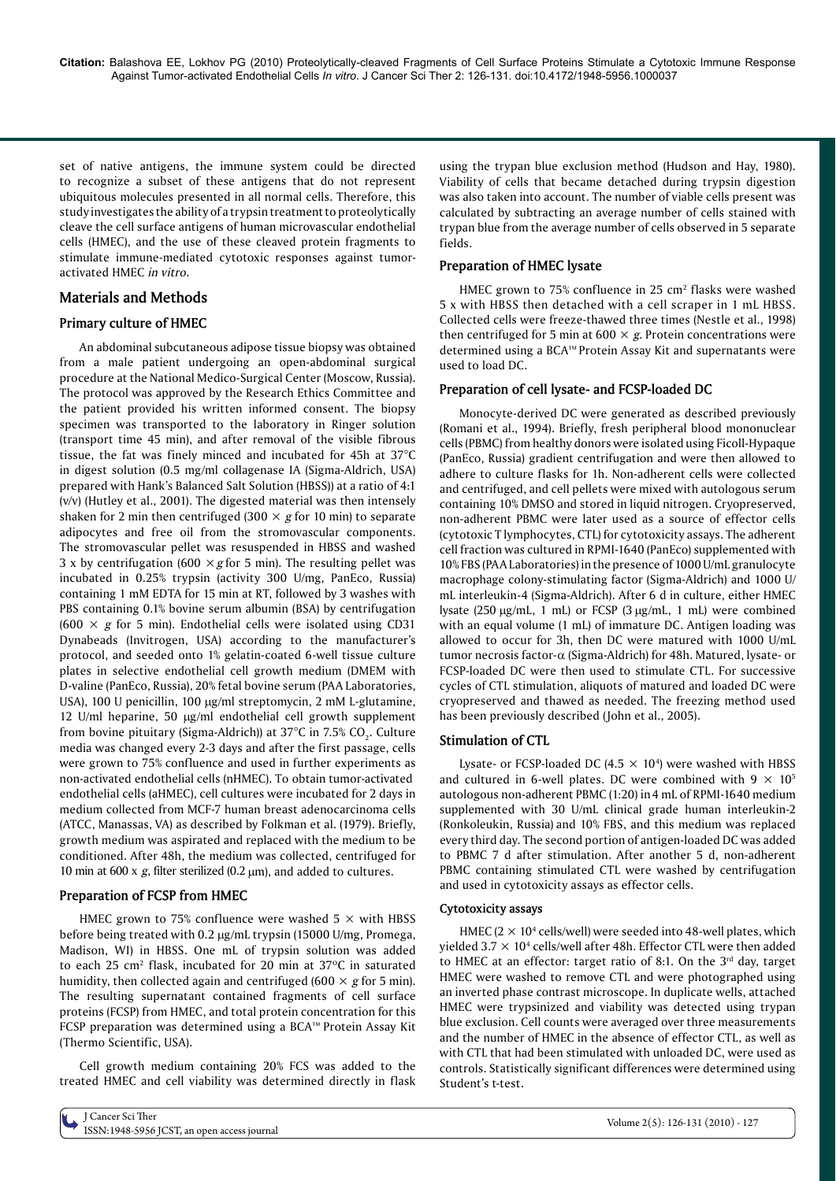set of native antigens, the immune system could be directed to recognize a subset of these antigens that do not represent ubiquitous molecules presented in all normal cells. Therefore, this study investigates the ability of a trypsin treatment to proteolytically cleave the cell surface antigens of human microvascular endothelial cells (HMEC), and the use of these cleaved protein fragments to stimulate immune-mediated cytotoxic responses against tumor-activated HMEC *in vitro.*

## Materials and Methods

### Primary culture of HMEC

An abdominal subcutaneous adipose tissue biopsy was obtained from a male patient undergoing an open-abdominal surgical procedure at the National Medico-Surgical Center (Moscow, Russia). The protocol was approved by the Research Ethics Committee and the patient provided his written informed consent. The biopsy specimen was transported to the laboratory in Ringer solution (transport time 45 min), and after removal of the visible fibrous tissue, the fat was finely minced and incubated for 45h at 37°C in digest solution (0.5 mg/ml collagenase IA (Sigma-Aldrich, USA) prepared with Hank's Balanced Salt Solution (HBSS)) at a ratio of 4:1 (v/v) (Hutley et al., 2001). The digested material was then intensely shaken for 2 min then centrifuged ($300 \times g$ for 10 min) to separate adipocytes and free oil from the stromovascular components. The stromovascular pellet was resuspended in HBSS and washed 3 x by centrifugation ($600 \times g$ for 5 min). The resulting pellet was incubated in 0.25% trypsin (activity 300 U/mg, PanEco, Russia) containing 1 mM EDTA for 15 min at RT, followed by 3 washes with PBS containing 0.1% bovine serum albumin (BSA) by centrifugation ($600 \times g$ for 5 min). Endothelial cells were isolated using CD31 Dynabeads (Invitrogen, USA) according to the manufacturer's protocol, and seeded onto 1% gelatin-coated 6-well tissue culture plates in selective endothelial cell growth medium (DMEM with D-valine (PanEco, Russia), 20% fetal bovine serum (PAA Laboratories, USA), 100 U penicillin, 100 μg/ml streptomycin, 2 mM L-glutamine, 12 U/ml heparine, 50 μg/ml endothelial cell growth supplement from bovine pituitary (Sigma-Aldrich)) at 37°C in 7.5% $CO_2$. Culture media was changed every 2-3 days and after the first passage, cells were grown to 75% confluence and used in further experiments as non-activated endothelial cells (nHMEC). To obtain tumor-activated endothelial cells (aHMEC), cell cultures were incubated for 2 days in medium collected from MCF-7 human breast adenocarcinoma cells (ATCC, Manassas, VA) as described by Folkman et al. (1979). Briefly, growth medium was aspirated and replaced with the medium to be conditioned. After 48h, the medium was collected, centrifuged for 10 min at 600 x *g*, filter sterilized (0.2 μm), and added to cultures.

### Preparation of FCSP from HMEC

HMEC grown to 75% confluence were washed $5 \times$ with HBSS before being treated with 0.2 μg/mL trypsin (15000 U/mg, Promega, Madison, WI) in HBSS. One mL of trypsin solution was added to each 25 cm$^2$ flask, incubated for 20 min at 37°C in saturated humidity, then collected again and centrifuged ($600 \times g$ for 5 min). The resulting supernatant contained fragments of cell surface proteins (FCSP) from HMEC, and total protein concentration for this FCSP preparation was determined using a BCA™ Protein Assay Kit (Thermo Scientific, USA).

Cell growth medium containing 20% FCS was added to the treated HMEC and cell viability was determined directly in flask using the trypan blue exclusion method (Hudson and Hay, 1980). Viability of cells that became detached during trypsin digestion was also taken into account. The number of viable cells present was calculated by subtracting an average number of cells stained with trypan blue from the average number of cells observed in 5 separate fields.

### Preparation of HMEC lysate

HMEC grown to 75% confluence in 25 cm$^2$ flasks were washed 5 x with HBSS then detached with a cell scraper in 1 mL HBSS. Collected cells were freeze-thawed three times (Nestle et al., 1998) then centrifuged for 5 min at $600 \times g$. Protein concentrations were determined using a BCA™ Protein Assay Kit and supernatants were used to load DC.

### Preparation of cell lysate- and FCSP-loaded DC

Monocyte-derived DC were generated as described previously (Romani et al., 1994). Briefly, fresh peripheral blood mononuclear cells (PBMC) from healthy donors were isolated using Ficoll-Hypaque (PanEco, Russia) gradient centrifugation and were then allowed to adhere to culture flasks for 1h. Non-adherent cells were collected and centrifuged, and cell pellets were mixed with autologous serum containing 10% DMSO and stored in liquid nitrogen. Cryopreserved, non-adherent PBMC were later used as a source of effector cells (cytotoxic T lymphocytes, CTL) for cytotoxicity assays. The adherent cell fraction was cultured in RPMI-1640 (PanEco) supplemented with 10% FBS (PAA Laboratories) in the presence of 1000 U/mL granulocyte macrophage colony-stimulating factor (Sigma-Aldrich) and 1000 U/mL interleukin-4 (Sigma-Aldrich). After 6 d in culture, either HMEC lysate (250 μg/mL, 1 mL) or FCSP (3 μg/mL, 1 mL) were combined with an equal volume (1 mL) of immature DC. Antigen loading was allowed to occur for 3h, then DC were matured with 1000 U/mL tumor necrosis factor-α (Sigma-Aldrich) for 48h. Matured, lysate- or FCSP-loaded DC were then used to stimulate CTL. For successive cycles of CTL stimulation, aliquots of matured and loaded DC were cryopreserved and thawed as needed. The freezing method used has been previously described (John et al., 2005).

### Stimulation of CTL

Lysate- or FCSP-loaded DC ($4.5 \times 10^4$) were washed with HBSS and cultured in 6-well plates. DC were combined with $9 \times 10^5$ autologous non-adherent PBMC (1:20) in 4 mL of RPMI-1640 medium supplemented with 30 U/mL clinical grade human interleukin-2 (Ronkoleukin, Russia) and 10% FBS, and this medium was replaced every third day. The second portion of antigen-loaded DC was added to PBMC 7 d after stimulation. After another 5 d, non-adherent PBMC containing stimulated CTL were washed by centrifugation and used in cytotoxicity assays as effector cells.

#### Cytotoxicity assays

HMEC ($2 \times 10^4$ cells/well) were seeded into 48-well plates, which yielded $3.7 \times 10^4$ cells/well after 48h. Effector CTL were then added to HMEC at an effector: target ratio of 8:1. On the 3$^{rd}$ day, target HMEC were washed to remove CTL and were photographed using an inverted phase contrast microscope. In duplicate wells, attached HMEC were trypsinized and viability was detected using trypan blue exclusion. Cell counts were averaged over three measurements and the number of HMEC in the absence of effector CTL, as well as with CTL that had been stimulated with unloaded DC, were used as controls. Statistically significant differences were determined using Student's t-test.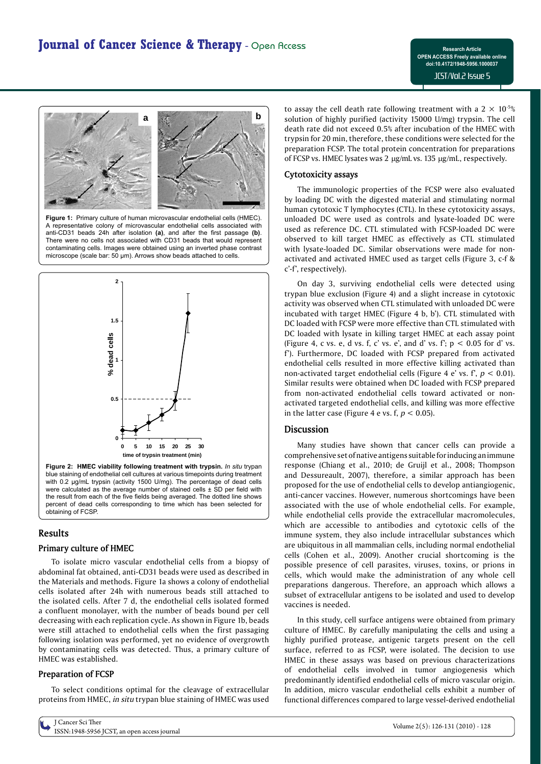**Figure 1:** Primary culture of human microvascular endothelial cells (HMEC). A representative colony of microvascular endothelial cells associated with anti-CD31 beads 24h after isolation **(a)**, and after the first passage **(b)**. There were no cells not associated with CD31 beads that would represent contaminating cells. Images were obtained using an inverted phase contrast microscope (scale bar: 50 µm). Arrows show beads attached to cells.

**Figure 2: HMEC viability following treatment with trypsin.** *In situ* trypan blue staining of endothelial cell cultures at various timepoints during treatment with 0.2 µg/mL trypsin (activity 1500 U/mg). The percentage of dead cells were calculated as the average number of stained cells ± SD per field with the result from each of the five fields being averaged. The dotted line shows percent of dead cells corresponding to time which has been selected for obtaining of FCSP.

## Results

### Primary culture of HMEC

To isolate micro vascular endothelial cells from a biopsy of abdominal fat obtained, anti-CD31 beads were used as described in the Materials and methods. Figure 1a shows a colony of endothelial cells isolated after 24h with numerous beads still attached to the isolated cells. After 7 d, the endothelial cells isolated formed a confluent monolayer, with the number of beads bound per cell decreasing with each replication cycle. As shown in Figure 1b, beads were still attached to endothelial cells when the first passaging following isolation was performed, yet no evidence of overgrowth by contaminating cells was detected. Thus, a primary culture of HMEC was established.

### Preparation of FCSP

To select conditions optimal for the cleavage of extracellular proteins from HMEC, *in situ* trypan blue staining of HMEC was used to assay the cell death rate following treatment with a $2 \times 10^{-5}$% solution of highly purified (activity 15000 U/mg) trypsin. The cell death rate did not exceed 0.5% after incubation of the HMEC with trypsin for 20 min, therefore, these conditions were selected for the preparation FCSP. The total protein concentration for preparations of FCSP vs. HMEC lysates was 2 µg/mL vs. 135 µg/mL, respectively.

### Cytotoxicity assays

The immunologic properties of the FCSP were also evaluated by loading DC with the digested material and stimulating normal human cytotoxic T lymphocytes (CTL). In these cytotoxicity assays, unloaded DC were used as controls and lysate-loaded DC were used as reference DC. CTL stimulated with FCSP-loaded DC were observed to kill target HMEC as effectively as CTL stimulated with lysate-loaded DC. Similar observations were made for non-activated and activated HMEC used as target cells (Figure 3, c-f & c'-f', respectively).

On day 3, surviving endothelial cells were detected using trypan blue exclusion (Figure 4) and a slight increase in cytotoxic activity was observed when CTL stimulated with unloaded DC were incubated with target HMEC (Figure 4 b, b'). CTL stimulated with DC loaded with FCSP were more effective than CTL stimulated with DC loaded with lysate in killing target HMEC at each assay point (Figure 4, c vs. e, d vs. f, c' vs. e', and d' vs. f'; $p < 0.05$ for d' vs. f'). Furthermore, DC loaded with FCSP prepared from activated endothelial cells resulted in more effective killing activated than non-activated target endothelial cells (Figure 4 e' vs. f', $p < 0.01$). Similar results were obtained when DC loaded with FCSP prepared from non-activated endothelial cells toward activated or non-activated targeted endothelial cells, and killing was more effective in the latter case (Figure 4 e vs. f, $p < 0.05$).

## Discussion

Many studies have shown that cancer cells can provide a comprehensive set of native antigens suitable for inducing an immune response (Chiang et al., 2010; de Gruijl et al., 2008; Thompson and Dessureault, 2007), therefore, a similar approach has been proposed for the use of endothelial cells to develop antiangiogenic, anti-cancer vaccines. However, numerous shortcomings have been associated with the use of whole endothelial cells. For example, while endothelial cells provide the extracellular macromolecules, which are accessible to antibodies and cytotoxic cells of the immune system, they also include intracellular substances which are ubiquitous in all mammalian cells, including normal endothelial cells (Cohen et al., 2009). Another crucial shortcoming is the possible presence of cell parasites, viruses, toxins, or prions in cells, which would make the administration of any whole cell preparations dangerous. Therefore, an approach which allows a subset of extracellular antigens to be isolated and used to develop vaccines is needed.

In this study, cell surface antigens were obtained from primary culture of HMEC. By carefully manipulating the cells and using a highly purified protease, antigenic targets present on the cell surface, referred to as FCSP, were isolated. The decision to use HMEC in these assays was based on previous characterizations of endothelial cells involved in tumor angiogenesis which predominantly identified endothelial cells of micro vascular origin. In addition, micro vascular endothelial cells exhibit a number of functional differences compared to large vessel-derived endothelial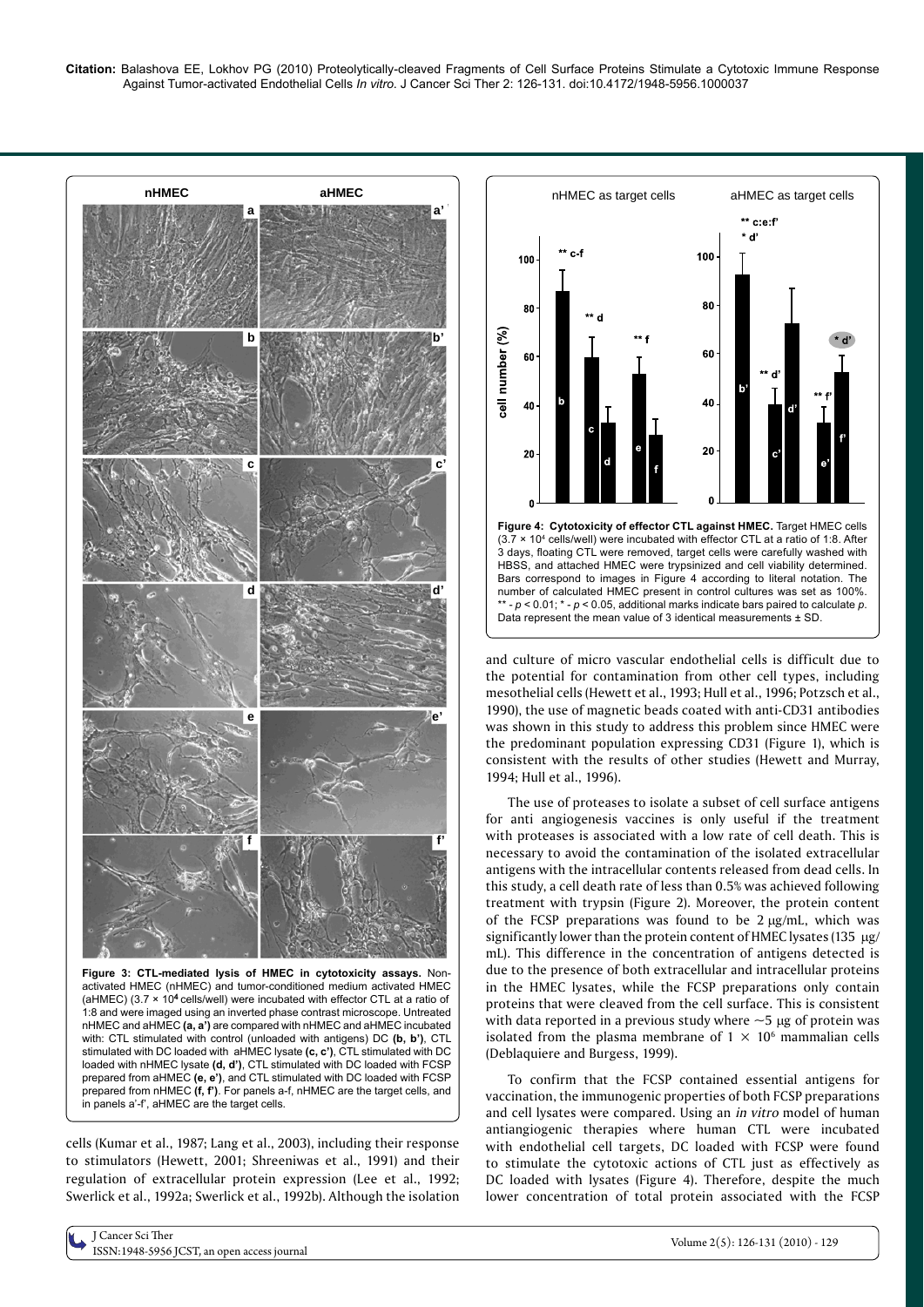**Figure 3: CTL-mediated lysis of HMEC in cytotoxicity assays.** Non-activated HMEC (nHMEC) and tumor-conditioned medium activated HMEC (aHMEC) ($3.7 \times 10^4$ cells/well) were incubated with effector CTL at a ratio of 1:8 and were imaged using an inverted phase contrast microscope. Untreated nHMEC and aHMEC **(a, a')** are compared with nHMEC and aHMEC incubated with: CTL stimulated with control (unloaded with antigens) DC **(b, b')**, CTL stimulated with DC loaded with aHMEC lysate **(c, c')**, CTL stimulated with DC loaded with nHMEC lysate **(d, d')**, CTL stimulated with DC loaded with FCSP prepared from aHMEC **(e, e')**, and CTL stimulated with DC loaded with FCSP prepared from nHMEC **(f, f')**. For panels a-f, nHMEC are the target cells, and in panels a'-f', aHMEC are the target cells.

**Figure 4: Cytotoxicity of effector CTL against HMEC.** Target HMEC cells ($3.7 \times 10^4$ cells/well) were incubated with effector CTL at a ratio of 1:8. After 3 days, floating CTL were removed, target cells were carefully washed with HBSS, and attached HMEC were trypsinized and cell viability determined. Bars correspond to images in Figure 4 according to literal notation. The number of calculated HMEC present in control cultures was set as 100%. ** - $p < 0.01$; * - $p < 0.05$, additional marks indicate bars paired to calculate $p$. Data represent the mean value of 3 identical measurements ± SD.

cells (Kumar et al., 1987; Lang et al., 2003), including their response to stimulators (Hewett, 2001; Shreeniwas et al., 1991) and their regulation of extracellular protein expression (Lee et al., 1992; Swerlick et al., 1992a; Swerlick et al., 1992b). Although the isolation and culture of micro vascular endothelial cells is difficult due to the potential for contamination from other cell types, including mesothelial cells (Hewett et al., 1993; Hull et al., 1996; Potzsch et al., 1990), the use of magnetic beads coated with anti-CD31 antibodies was shown in this study to address this problem since HMEC were the predominant population expressing CD31 (Figure 1), which is consistent with the results of other studies (Hewett and Murray, 1994; Hull et al., 1996).

The use of proteases to isolate a subset of cell surface antigens for anti angiogenesis vaccines is only useful if the treatment with proteases is associated with a low rate of cell death. This is necessary to avoid the contamination of the isolated extracellular antigens with the intracellular contents released from dead cells. In this study, a cell death rate of less than 0.5% was achieved following treatment with trypsin (Figure 2). Moreover, the protein content of the FCSP preparations was found to be 2 μg/mL, which was significantly lower than the protein content of HMEC lysates (135 μg/mL). This difference in the concentration of antigens detected is due to the presence of both extracellular and intracellular proteins in the HMEC lysates, while the FCSP preparations only contain proteins that were cleaved from the cell surface. This is consistent with data reported in a previous study where ~5 μg of protein was isolated from the plasma membrane of $1 \times 10^6$ mammalian cells (Deblaquiere and Burgess, 1999).

To confirm that the FCSP contained essential antigens for vaccination, the immunogenic properties of both FCSP preparations and cell lysates were compared. Using an *in vitro* model of human antiangiogenic therapies where human CTL were incubated with endothelial cell targets, DC loaded with FCSP were found to stimulate the cytotoxic actions of CTL just as effectively as DC loaded with lysates (Figure 4). Therefore, despite the much lower concentration of total protein associated with the FCSP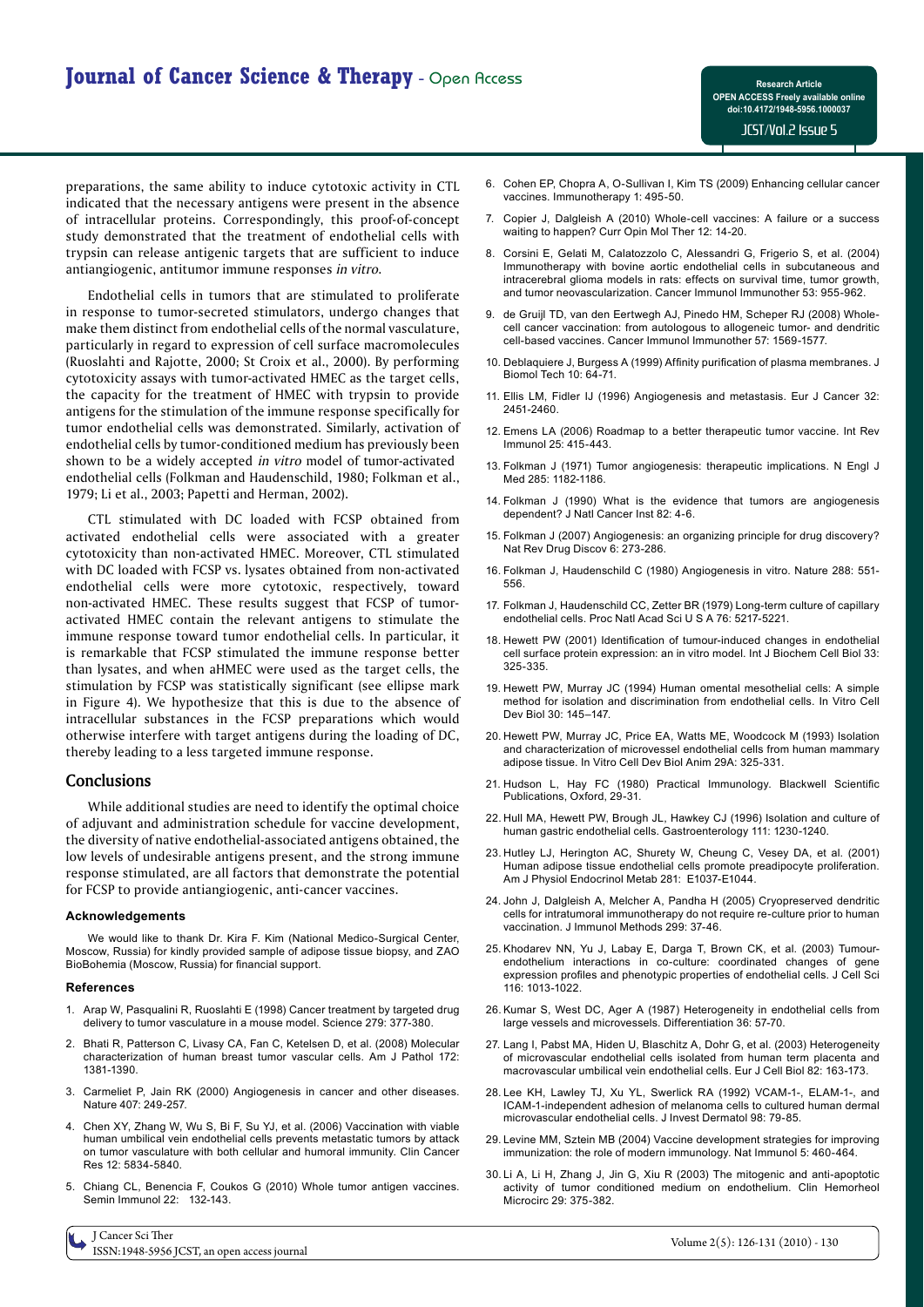preparations, the same ability to induce cytotoxic activity in CTL indicated that the necessary antigens were present in the absence of intracellular proteins. Correspondingly, this proof-of-concept study demonstrated that the treatment of endothelial cells with trypsin can release antigenic targets that are sufficient to induce antiangiogenic, antitumor immune responses *in vitro*.

Endothelial cells in tumors that are stimulated to proliferate in response to tumor-secreted stimulators, undergo changes that make them distinct from endothelial cells of the normal vasculature, particularly in regard to expression of cell surface macromolecules (Ruoslahti and Rajotte, 2000; St Croix et al., 2000). By performing cytotoxicity assays with tumor-activated HMEC as the target cells, the capacity for the treatment of HMEC with trypsin to provide antigens for the stimulation of the immune response specifically for tumor endothelial cells was demonstrated. Similarly, activation of endothelial cells by tumor-conditioned medium has previously been shown to be a widely accepted *in vitro* model of tumor-activated endothelial cells (Folkman and Haudenschild, 1980; Folkman et al., 1979; Li et al., 2003; Papetti and Herman, 2002).

CTL stimulated with DC loaded with FCSP obtained from activated endothelial cells were associated with a greater cytotoxicity than non-activated HMEC. Moreover, CTL stimulated with DC loaded with FCSP vs. lysates obtained from non-activated endothelial cells were more cytotoxic, respectively, toward non-activated HMEC. These results suggest that FCSP of tumor-activated HMEC contain the relevant antigens to stimulate the immune response toward tumor endothelial cells. In particular, it is remarkable that FCSP stimulated the immune response better than lysates, and when aHMEC were used as the target cells, the stimulation by FCSP was statistically significant (see ellipse mark in Figure 4). We hypothesize that this is due to the absence of intracellular substances in the FCSP preparations which would otherwise interfere with target antigens during the loading of DC, thereby leading to a less targeted immune response.

## Conclusions

While additional studies are need to identify the optimal choice of adjuvant and administration schedule for vaccine development, the diversity of native endothelial-associated antigens obtained, the low levels of undesirable antigens present, and the strong immune response stimulated, are all factors that demonstrate the potential for FCSP to provide antiangiogenic, anti-cancer vaccines.

#### Acknowledgements

We would like to thank Dr. Kira F. Kim (National Medico-Surgical Center, Moscow, Russia) for kindly provided sample of adipose tissue biopsy, and ZAO BioBohemia (Moscow, Russia) for financial support.

#### References

1. Arap W, Pasqualini R, Ruoslahti E (1998) Cancer treatment by targeted drug delivery to tumor vasculature in a mouse model. Science 279: 377-380.
2. Bhati R, Patterson C, Livasy CA, Fan C, Ketelsen D, et al. (2008) Molecular characterization of human breast tumor vascular cells. Am J Pathol 172: 1381-1390.
3. Carmeliet P, Jain RK (2000) Angiogenesis in cancer and other diseases. Nature 407: 249-257.
4. Chen XY, Zhang W, Wu S, Bi F, Su YJ, et al. (2006) Vaccination with viable human umbilical vein endothelial cells prevents metastatic tumors by attack on tumor vasculature with both cellular and humoral immunity. Clin Cancer Res 12: 5834-5840.
5. Chiang CL, Benencia F, Coukos G (2010) Whole tumor antigen vaccines. Semin Immunol 22: 132-143.
6. Cohen EP, Chopra A, O-Sullivan I, Kim TS (2009) Enhancing cellular cancer vaccines. Immunotherapy 1: 495-50.
7. Copier J, Dalgleish A (2010) Whole-cell vaccines: A failure or a success waiting to happen? Curr Opin Mol Ther 12: 14-20.
8. Corsini E, Gelati M, Calatozzolo C, Alessandri G, Frigerio S, et al. (2004) Immunotherapy with bovine aortic endothelial cells in subcutaneous and intracerebral glioma models in rats: effects on survival time, tumor growth, and tumor neovascularization. Cancer Immunol Immunother 53: 955-962.
9. de Gruijl TD, van den Eertwegh AJ, Pinedo HM, Scheper RJ (2008) Whole-cell cancer vaccination: from autologous to allogeneic tumor- and dendritic cell-based vaccines. Cancer Immunol Immunother 57: 1569-1577.
10. Deblaquiere J, Burgess A (1999) Affinity purification of plasma membranes. J Biomol Tech 10: 64-71.
11. Ellis LM, Fidler IJ (1996) Angiogenesis and metastasis. Eur J Cancer 32: 2451-2460.
12. Emens LA (2006) Roadmap to a better therapeutic tumor vaccine. Int Rev Immunol 25: 415-443.
13. Folkman J (1971) Tumor angiogenesis: therapeutic implications. N Engl J Med 285: 1182-1186.
14. Folkman J (1990) What is the evidence that tumors are angiogenesis dependent? J Natl Cancer Inst 82: 4-6.
15. Folkman J (2007) Angiogenesis: an organizing principle for drug discovery? Nat Rev Drug Discov 6: 273-286.
16. Folkman J, Haudenschild C (1980) Angiogenesis in vitro. Nature 288: 551-556.
17. Folkman J, Haudenschild CC, Zetter BR (1979) Long-term culture of capillary endothelial cells. Proc Natl Acad Sci U S A 76: 5217-5221.
18. Hewett PW (2001) Identification of tumour-induced changes in endothelial cell surface protein expression: an in vitro model. Int J Biochem Cell Biol 33: 325-335.
19. Hewett PW, Murray JC (1994) Human omental mesothelial cells: A simple method for isolation and discrimination from endothelial cells. In Vitro Cell Dev Biol 30: 145–147.
20. Hewett PW, Murray JC, Price EA, Watts ME, Woodcock M (1993) Isolation and characterization of microvessel endothelial cells from human mammary adipose tissue. In Vitro Cell Dev Biol Anim 29A: 325-331.
21. Hudson L, Hay FC (1980) Practical Immunology. Blackwell Scientific Publications, Oxford, 29-31.
22. Hull MA, Hewett PW, Brough JL, Hawkey CJ (1996) Isolation and culture of human gastric endothelial cells. Gastroenterology 111: 1230-1240.
23. Hutley LJ, Herington AC, Shurety W, Cheung C, Vesey DA, et al. (2001) Human adipose tissue endothelial cells promote preadipocyte proliferation. Am J Physiol Endocrinol Metab 281: E1037-E1044.
24. John J, Dalgleish A, Melcher A, Pandha H (2005) Cryopreserved dendritic cells for intratumoral immunotherapy do not require re-culture prior to human vaccination. J Immunol Methods 299: 37-46.
25. Khodarev NN, Yu J, Labay E, Darga T, Brown CK, et al. (2003) Tumour-endothelium interactions in co-culture: coordinated changes of gene expression profiles and phenotypic properties of endothelial cells. J Cell Sci 116: 1013-1022.
26. Kumar S, West DC, Ager A (1987) Heterogeneity in endothelial cells from large vessels and microvessels. Differentiation 36: 57-70.
27. Lang I, Pabst MA, Hiden U, Blaschitz A, Dohr G, et al. (2003) Heterogeneity of microvascular endothelial cells isolated from human term placenta and macrovascular umbilical vein endothelial cells. Eur J Cell Biol 82: 163-173.
28. Lee KH, Lawley TJ, Xu YL, Swerlick RA (1992) VCAM-1-, ELAM-1-, and ICAM-1-independent adhesion of melanoma cells to cultured human dermal microvascular endothelial cells. J Invest Dermatol 98: 79-85.
29. Levine MM, Sztein MB (2004) Vaccine development strategies for improving immunization: the role of modern immunology. Nat Immunol 5: 460-464.
30. Li A, Li H, Zhang J, Jin G, Xiu R (2003) The mitogenic and anti-apoptotic activity of tumor conditioned medium on endothelium. Clin Hemorheol Microcirc 29: 375-382.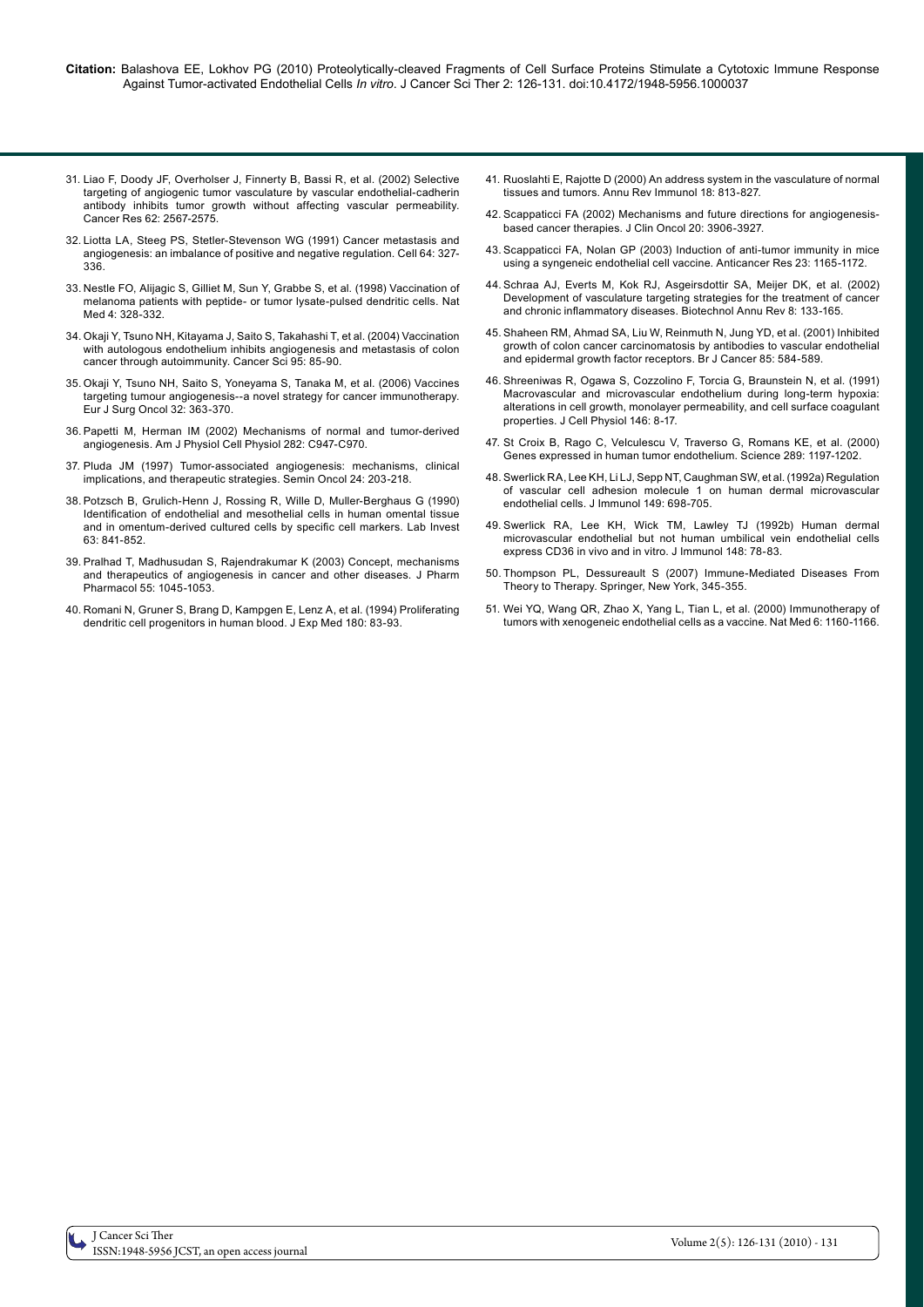31. Liao F, Doody JF, Overholser J, Finnerty B, Bassi R, et al. (2002) Selective targeting of angiogenic tumor vasculature by vascular endothelial-cadherin antibody inhibits tumor growth without affecting vascular permeability. Cancer Res 62: 2567-2575.

32. Liotta LA, Steeg PS, Stetler-Stevenson WG (1991) Cancer metastasis and angiogenesis: an imbalance of positive and negative regulation. Cell 64: 327-336.

33. Nestle FO, Alijagic S, Gilliet M, Sun Y, Grabbe S, et al. (1998) Vaccination of melanoma patients with peptide- or tumor lysate-pulsed dendritic cells. Nat Med 4: 328-332.

34. Okaji Y, Tsuno NH, Kitayama J, Saito S, Takahashi T, et al. (2004) Vaccination with autologous endothelium inhibits angiogenesis and metastasis of colon cancer through autoimmunity. Cancer Sci 95: 85-90.

35. Okaji Y, Tsuno NH, Saito S, Yoneyama S, Tanaka M, et al. (2006) Vaccines targeting tumour angiogenesis--a novel strategy for cancer immunotherapy. Eur J Surg Oncol 32: 363-370.

36. Papetti M, Herman IM (2002) Mechanisms of normal and tumor-derived angiogenesis. Am J Physiol Cell Physiol 282: C947-C970.

37. Pluda JM (1997) Tumor-associated angiogenesis: mechanisms, clinical implications, and therapeutic strategies. Semin Oncol 24: 203-218.

38. Potzsch B, Grulich-Henn J, Rossing R, Wille D, Muller-Berghaus G (1990) Identification of endothelial and mesothelial cells in human omental tissue and in omentum-derived cultured cells by specific cell markers. Lab Invest 63: 841-852.

39. Pralhad T, Madhusudan S, Rajendrakumar K (2003) Concept, mechanisms and therapeutics of angiogenesis in cancer and other diseases. J Pharm Pharmacol 55: 1045-1053.

40. Romani N, Gruner S, Brang D, Kampgen E, Lenz A, et al. (1994) Proliferating dendritic cell progenitors in human blood. J Exp Med 180: 83-93.

41. Ruoslahti E, Rajotte D (2000) An address system in the vasculature of normal tissues and tumors. Annu Rev Immunol 18: 813-827.

42. Scappaticci FA (2002) Mechanisms and future directions for angiogenesis-based cancer therapies. J Clin Oncol 20: 3906-3927.

43. Scappaticci FA, Nolan GP (2003) Induction of anti-tumor immunity in mice using a syngeneic endothelial cell vaccine. Anticancer Res 23: 1165-1172.

44. Schraa AJ, Everts M, Kok RJ, Asgeirsdottir SA, Meijer DK, et al. (2002) Development of vasculature targeting strategies for the treatment of cancer and chronic inflammatory diseases. Biotechnol Annu Rev 8: 133-165.

45. Shaheen RM, Ahmad SA, Liu W, Reinmuth N, Jung YD, et al. (2001) Inhibited growth of colon cancer carcinomatosis by antibodies to vascular endothelial and epidermal growth factor receptors. Br J Cancer 85: 584-589.

46. Shreeniwas R, Ogawa S, Cozzolino F, Torcia G, Braunstein N, et al. (1991) Macrovascular and microvascular endothelium during long-term hypoxia: alterations in cell growth, monolayer permeability, and cell surface coagulant properties. J Cell Physiol 146: 8-17.

47. St Croix B, Rago C, Velculescu V, Traverso G, Romans KE, et al. (2000) Genes expressed in human tumor endothelium. Science 289: 1197-1202.

48. Swerlick RA, Lee KH, Li LJ, Sepp NT, Caughman SW, et al. (1992a) Regulation of vascular cell adhesion molecule 1 on human dermal microvascular endothelial cells. J Immunol 149: 698-705.

49. Swerlick RA, Lee KH, Wick TM, Lawley TJ (1992b) Human dermal microvascular endothelial but not human umbilical vein endothelial cells express CD36 in vivo and in vitro. J Immunol 148: 78-83.

50. Thompson PL, Dessureault S (2007) Immune-Mediated Diseases From Theory to Therapy. Springer, New York, 345-355.

51. Wei YQ, Wang QR, Zhao X, Yang L, Tian L, et al. (2000) Immunotherapy of tumors with xenogeneic endothelial cells as a vaccine. Nat Med 6: 1160-1166.